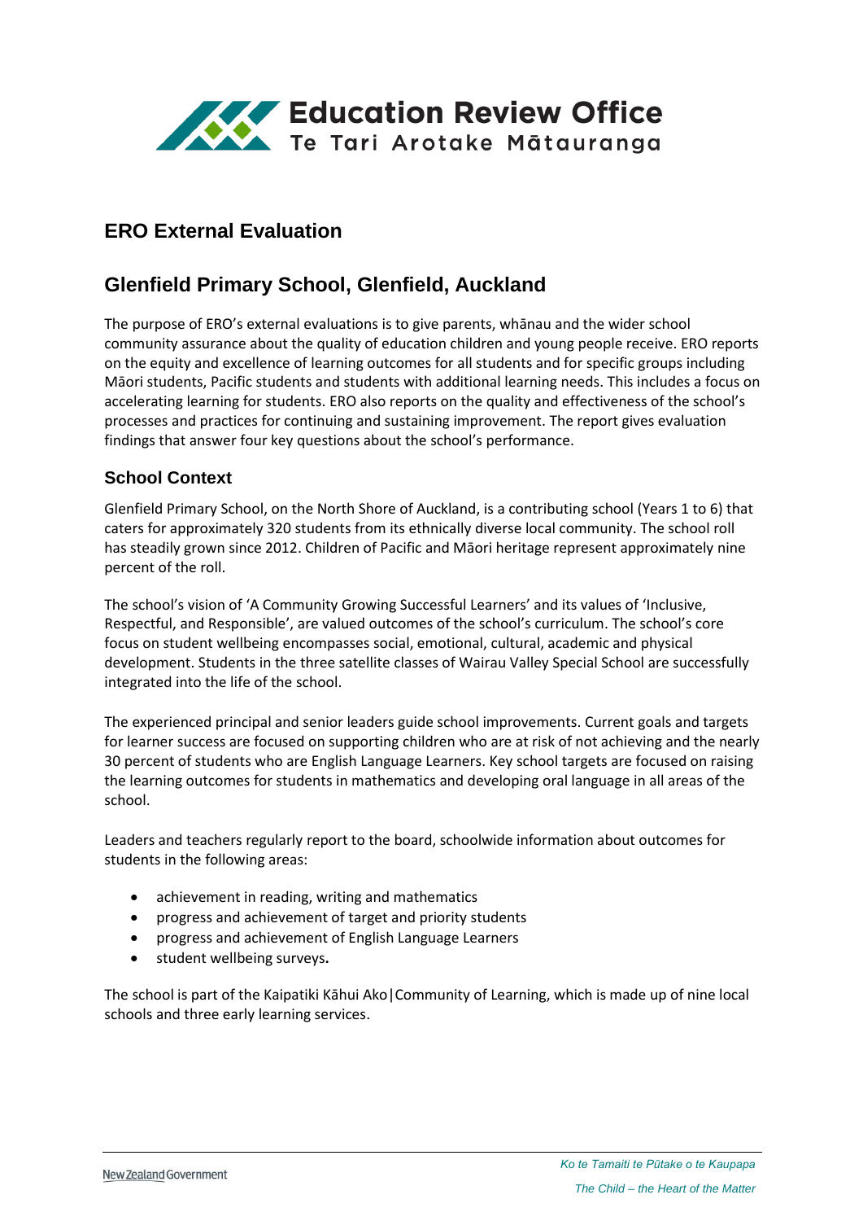# ERO External Evaluation

## Glenfield Primary School, Glenfield, Auckland

The purpose of ERO's external evaluations is to give parents, whānau and the wider school community assurance about the quality of education children and young people receive. ERO reports on the equity and excellence of learning outcomes for all students and for specific groups including Māori students, Pacific students and students with additional learning needs. This includes a focus on accelerating learning for students. ERO also reports on the quality and effectiveness of the school's processes and practices for continuing and sustaining improvement. The report gives evaluation findings that answer four key questions about the school's performance.

### School Context

Glenfield Primary School, on the North Shore of Auckland, is a contributing school (Years 1 to 6) that caters for approximately 320 students from its ethnically diverse local community. The school roll has steadily grown since 2012. Children of Pacific and Māori heritage represent approximately nine percent of the roll.

The school's vision of 'A Community Growing Successful Learners' and its values of 'Inclusive, Respectful, and Responsible', are valued outcomes of the school's curriculum. The school's core focus on student wellbeing encompasses social, emotional, cultural, academic and physical development. Students in the three satellite classes of Wairau Valley Special School are successfully integrated into the life of the school.

The experienced principal and senior leaders guide school improvements. Current goals and targets for learner success are focused on supporting children who are at risk of not achieving and the nearly 30 percent of students who are English Language Learners. Key school targets are focused on raising the learning outcomes for students in mathematics and developing oral language in all areas of the school.

Leaders and teachers regularly report to the board, schoolwide information about outcomes for students in the following areas:

- achievement in reading, writing and mathematics
- progress and achievement of target and priority students
- progress and achievement of English Language Learners
- student wellbeing surveys.

The school is part of the Kaipatiki Kāhui Ako|Community of Learning, which is made up of nine local schools and three early learning services.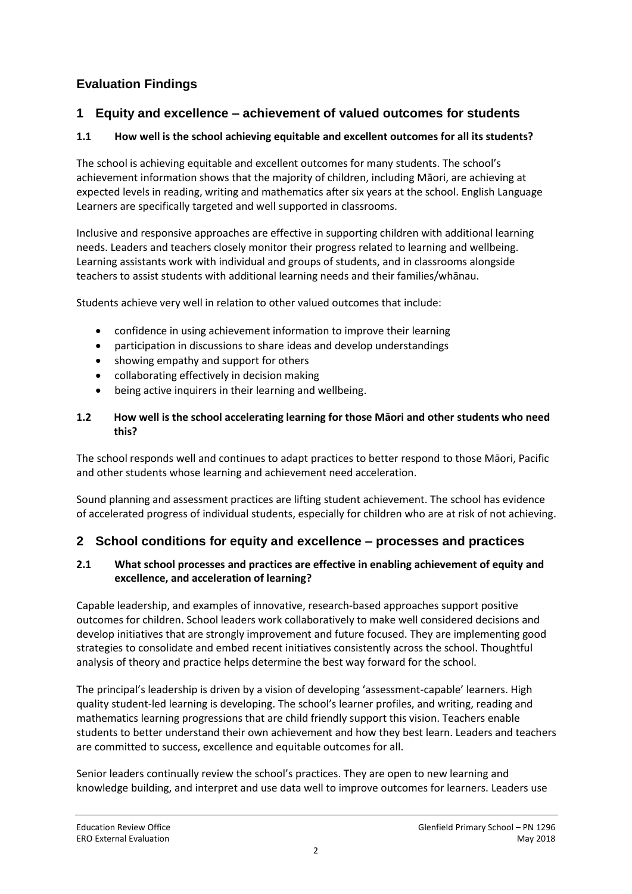# Evaluation Findings

## 1 Equity and excellence – achievement of valued outcomes for students

### 1.1 How well is the school achieving equitable and excellent outcomes for all its students?

The school is achieving equitable and excellent outcomes for many students. The school's achievement information shows that the majority of children, including Māori, are achieving at expected levels in reading, writing and mathematics after six years at the school. English Language Learners are specifically targeted and well supported in classrooms.

Inclusive and responsive approaches are effective in supporting children with additional learning needs. Leaders and teachers closely monitor their progress related to learning and wellbeing. Learning assistants work with individual and groups of students, and in classrooms alongside teachers to assist students with additional learning needs and their families/whānau.

Students achieve very well in relation to other valued outcomes that include:

- confidence in using achievement information to improve their learning
- participation in discussions to share ideas and develop understandings
- showing empathy and support for others
- collaborating effectively in decision making
- being active inquirers in their learning and wellbeing.

### 1.2 How well is the school accelerating learning for those Māori and other students who need this?

The school responds well and continues to adapt practices to better respond to those Māori, Pacific and other students whose learning and achievement need acceleration.

Sound planning and assessment practices are lifting student achievement. The school has evidence of accelerated progress of individual students, especially for children who are at risk of not achieving.

## 2 School conditions for equity and excellence – processes and practices

### 2.1 What school processes and practices are effective in enabling achievement of equity and excellence, and acceleration of learning?

Capable leadership, and examples of innovative, research-based approaches support positive outcomes for children. School leaders work collaboratively to make well considered decisions and develop initiatives that are strongly improvement and future focused. They are implementing good strategies to consolidate and embed recent initiatives consistently across the school. Thoughtful analysis of theory and practice helps determine the best way forward for the school.

The principal's leadership is driven by a vision of developing 'assessment-capable' learners. High quality student-led learning is developing. The school's learner profiles, and writing, reading and mathematics learning progressions that are child friendly support this vision. Teachers enable students to better understand their own achievement and how they best learn. Leaders and teachers are committed to success, excellence and equitable outcomes for all.

Senior leaders continually review the school's practices. They are open to new learning and knowledge building, and interpret and use data well to improve outcomes for learners. Leaders use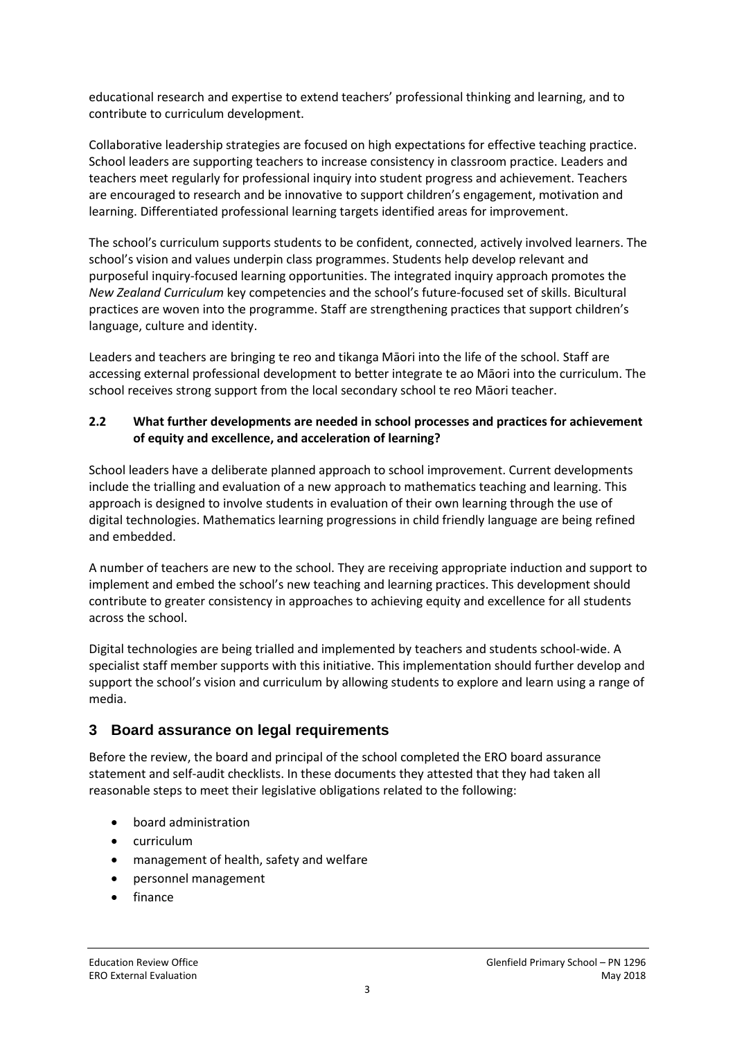educational research and expertise to extend teachers' professional thinking and learning, and to contribute to curriculum development.

Collaborative leadership strategies are focused on high expectations for effective teaching practice. School leaders are supporting teachers to increase consistency in classroom practice. Leaders and teachers meet regularly for professional inquiry into student progress and achievement. Teachers are encouraged to research and be innovative to support children's engagement, motivation and learning. Differentiated professional learning targets identified areas for improvement.

The school's curriculum supports students to be confident, connected, actively involved learners. The school's vision and values underpin class programmes. Students help develop relevant and purposeful inquiry-focused learning opportunities. The integrated inquiry approach promotes the *New Zealand Curriculum* key competencies and the school's future-focused set of skills. Bicultural practices are woven into the programme. Staff are strengthening practices that support children's language, culture and identity.

Leaders and teachers are bringing te reo and tikanga Māori into the life of the school. Staff are accessing external professional development to better integrate te ao Māori into the curriculum. The school receives strong support from the local secondary school te reo Māori teacher.

### 2.2 What further developments are needed in school processes and practices for achievement of equity and excellence, and acceleration of learning?

School leaders have a deliberate planned approach to school improvement. Current developments include the trialling and evaluation of a new approach to mathematics teaching and learning. This approach is designed to involve students in evaluation of their own learning through the use of digital technologies. Mathematics learning progressions in child friendly language are being refined and embedded.

A number of teachers are new to the school. They are receiving appropriate induction and support to implement and embed the school's new teaching and learning practices. This development should contribute to greater consistency in approaches to achieving equity and excellence for all students across the school.

Digital technologies are being trialled and implemented by teachers and students school-wide. A specialist staff member supports with this initiative. This implementation should further develop and support the school's vision and curriculum by allowing students to explore and learn using a range of media.

## 3 Board assurance on legal requirements

Before the review, the board and principal of the school completed the ERO board assurance statement and self-audit checklists. In these documents they attested that they had taken all reasonable steps to meet their legislative obligations related to the following:

- board administration
- curriculum
- management of health, safety and welfare
- personnel management
- finance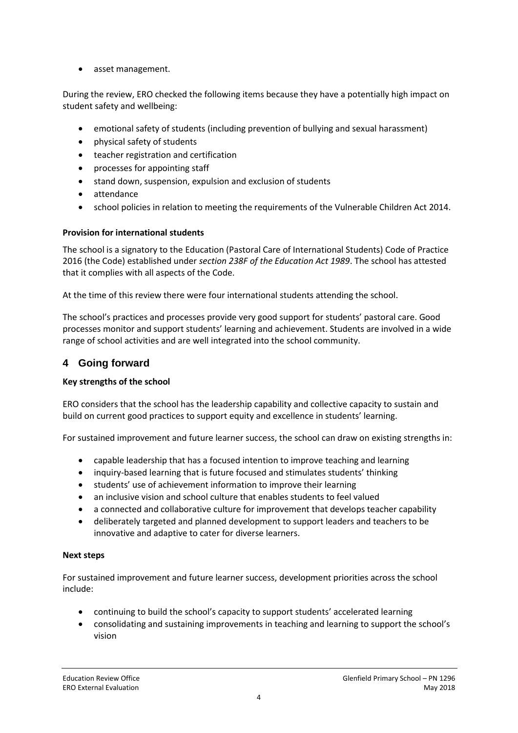- asset management.

During the review, ERO checked the following items because they have a potentially high impact on student safety and wellbeing:

- emotional safety of students (including prevention of bullying and sexual harassment)
- physical safety of students
- teacher registration and certification
- processes for appointing staff
- stand down, suspension, expulsion and exclusion of students
- attendance
- school policies in relation to meeting the requirements of the Vulnerable Children Act 2014.

**Provision for international students**

The school is a signatory to the Education (Pastoral Care of International Students) Code of Practice 2016 (the Code) established under *section 238F of the Education Act 1989*. The school has attested that it complies with all aspects of the Code.

At the time of this review there were four international students attending the school.

The school's practices and processes provide very good support for students' pastoral care. Good processes monitor and support students' learning and achievement. Students are involved in a wide range of school activities and are well integrated into the school community.

## 4 Going forward

**Key strengths of the school**

ERO considers that the school has the leadership capability and collective capacity to sustain and build on current good practices to support equity and excellence in students' learning.

For sustained improvement and future learner success, the school can draw on existing strengths in:

- capable leadership that has a focused intention to improve teaching and learning
- inquiry-based learning that is future focused and stimulates students' thinking
- students' use of achievement information to improve their learning
- an inclusive vision and school culture that enables students to feel valued
- a connected and collaborative culture for improvement that develops teacher capability
- deliberately targeted and planned development to support leaders and teachers to be innovative and adaptive to cater for diverse learners.

**Next steps**

For sustained improvement and future learner success, development priorities across the school include:

- continuing to build the school's capacity to support students' accelerated learning
- consolidating and sustaining improvements in teaching and learning to support the school's vision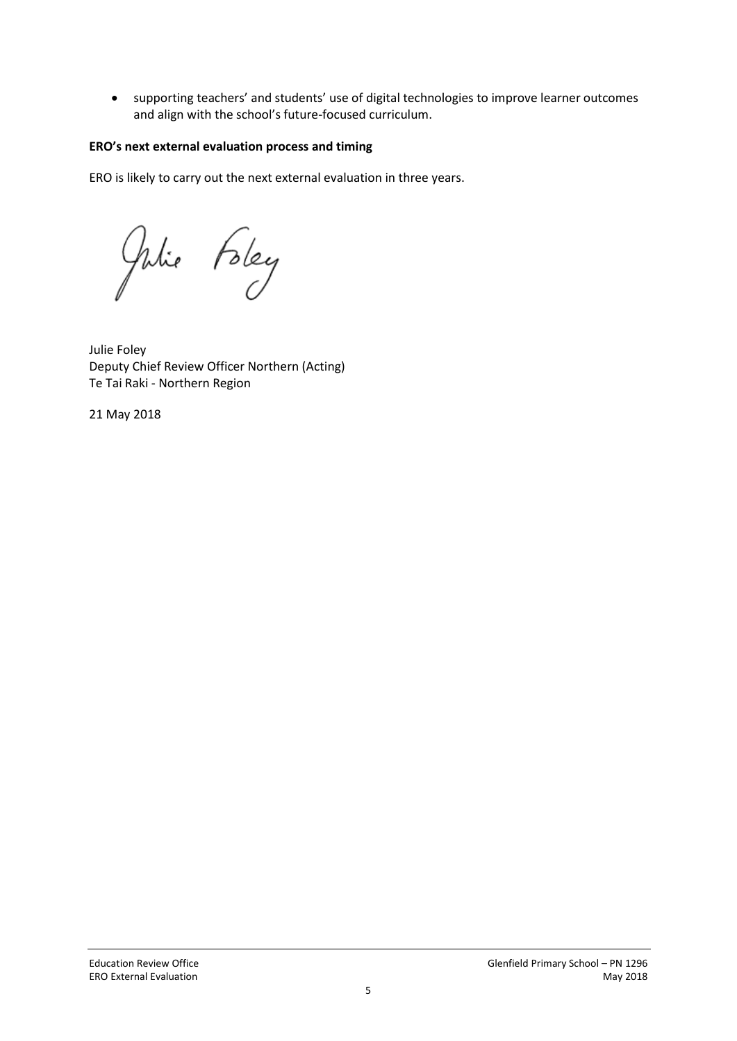- supporting teachers' and students' use of digital technologies to improve learner outcomes and align with the school's future-focused curriculum.

**ERO's next external evaluation process and timing**

ERO is likely to carry out the next external evaluation in three years.

Julie Foley
Deputy Chief Review Officer Northern (Acting)
Te Tai Raki - Northern Region

21 May 2018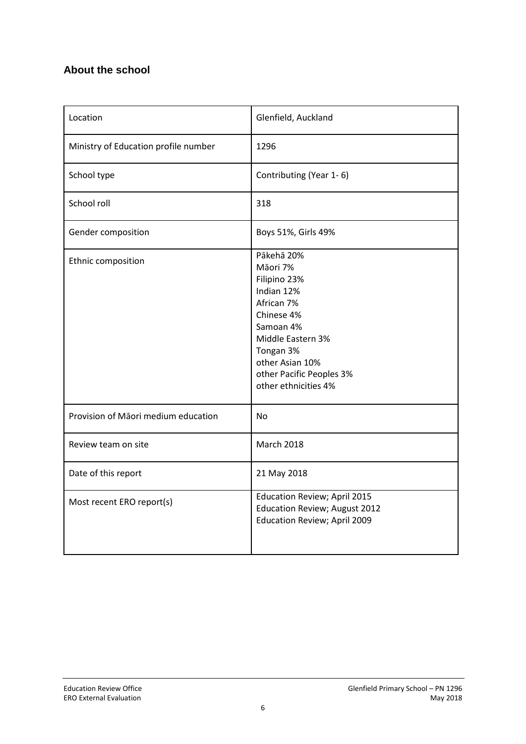## About the school

| | |
|---|---|
| Location | Glenfield, Auckland |
| Ministry of Education profile number | 1296 |
| School type | Contributing (Year 1- 6) |
| School roll | 318 |
| Gender composition | Boys 51%, Girls 49% |
| Ethnic composition | Pākehā 20%<br>Māori 7%<br>Filipino 23%<br>Indian 12%<br>African 7%<br>Chinese 4%<br>Samoan 4%<br>Middle Eastern 3%<br>Tongan 3%<br>other Asian 10%<br>other Pacific Peoples 3%<br>other ethnicities 4% |
| Provision of Māori medium education | No |
| Review team on site | March 2018 |
| Date of this report | 21 May 2018 |
| Most recent ERO report(s) | Education Review; April 2015<br>Education Review; August 2012<br>Education Review; April 2009 |